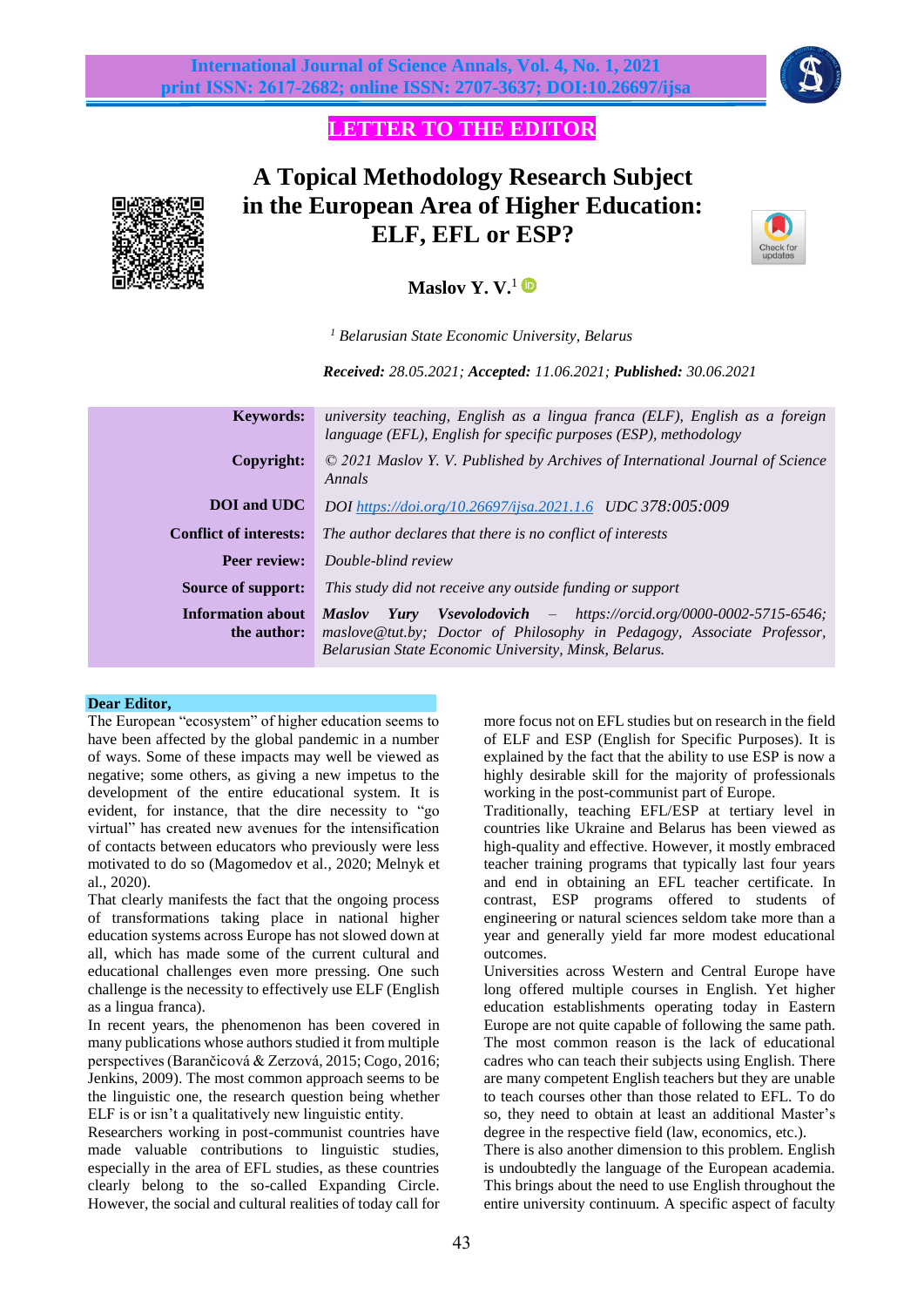LETTER TO THE EDITOR

# A Topical Methodology Research Subject in the European Area of Higher Education: ELF, EFL or ESP?

**Maslov Y. V.**[1]

[1] *Belarusian State Economic University, Belarus*

***Received:*** *28.05.2021;* ***Accepted:*** *11.06.2021;* ***Published:*** *30.06.2021*

| | |
|---|---|
| **Keywords:** | *university teaching, English as a lingua franca (ELF), English as a foreign language (EFL), English for specific purposes (ESP), methodology* |
| **Copyright:** | *© 2021 Maslov Y. V. Published by Archives of International Journal of Science Annals* |
| **DOI and UDC** | *DOI https://doi.org/10.26697/ijsa.2021.1.6 UDC 378:005:009* |
| **Conflict of interests:** | *The author declares that there is no conflict of interests* |
| **Peer review:** | *Double-blind review* |
| **Source of support:** | *This study did not receive any outside funding or support* |
| **Information about the author:** | ***Maslov Yury Vsevolodovich*** *– https://orcid.org/0000-0002-5715-6546; maslove@tut.by; Doctor of Philosophy in Pedagogy, Associate Professor, Belarusian State Economic University, Minsk, Belarus.* |

**Dear Editor,**

The European "ecosystem" of higher education seems to have been affected by the global pandemic in a number of ways. Some of these impacts may well be viewed as negative; some others, as giving a new impetus to the development of the entire educational system. It is evident, for instance, that the dire necessity to "go virtual" has created new avenues for the intensification of contacts between educators who previously were less motivated to do so (Magomedov et al., 2020; Melnyk et al., 2020).

That clearly manifests the fact that the ongoing process of transformations taking place in national higher education systems across Europe has not slowed down at all, which has made some of the current cultural and educational challenges even more pressing. One such challenge is the necessity to effectively use ELF (English as a lingua franca).

In recent years, the phenomenon has been covered in many publications whose authors studied it from multiple perspectives (Barančicová & Zerzová, 2015; Cogo, 2016; Jenkins, 2009). The most common approach seems to be the linguistic one, the research question being whether ELF is or isn't a qualitatively new linguistic entity.

Researchers working in post-communist countries have made valuable contributions to linguistic studies, especially in the area of EFL studies, as these countries clearly belong to the so-called Expanding Circle. However, the social and cultural realities of today call for more focus not on EFL studies but on research in the field of ELF and ESP (English for Specific Purposes). It is explained by the fact that the ability to use ESP is now a highly desirable skill for the majority of professionals working in the post-communist part of Europe.

Traditionally, teaching EFL/ESP at tertiary level in countries like Ukraine and Belarus has been viewed as high-quality and effective. However, it mostly embraced teacher training programs that typically last four years and end in obtaining an EFL teacher certificate. In contrast, ESP programs offered to students of engineering or natural sciences seldom take more than a year and generally yield far more modest educational outcomes.

Universities across Western and Central Europe have long offered multiple courses in English. Yet higher education establishments operating today in Eastern Europe are not quite capable of following the same path. The most common reason is the lack of educational cadres who can teach their subjects using English. There are many competent English teachers but they are unable to teach courses other than those related to EFL. To do so, they need to obtain at least an additional Master's degree in the respective field (law, economics, etc.).

There is also another dimension to this problem. English is undoubtedly the language of the European academia. This brings about the need to use English throughout the entire university continuum. A specific aspect of faculty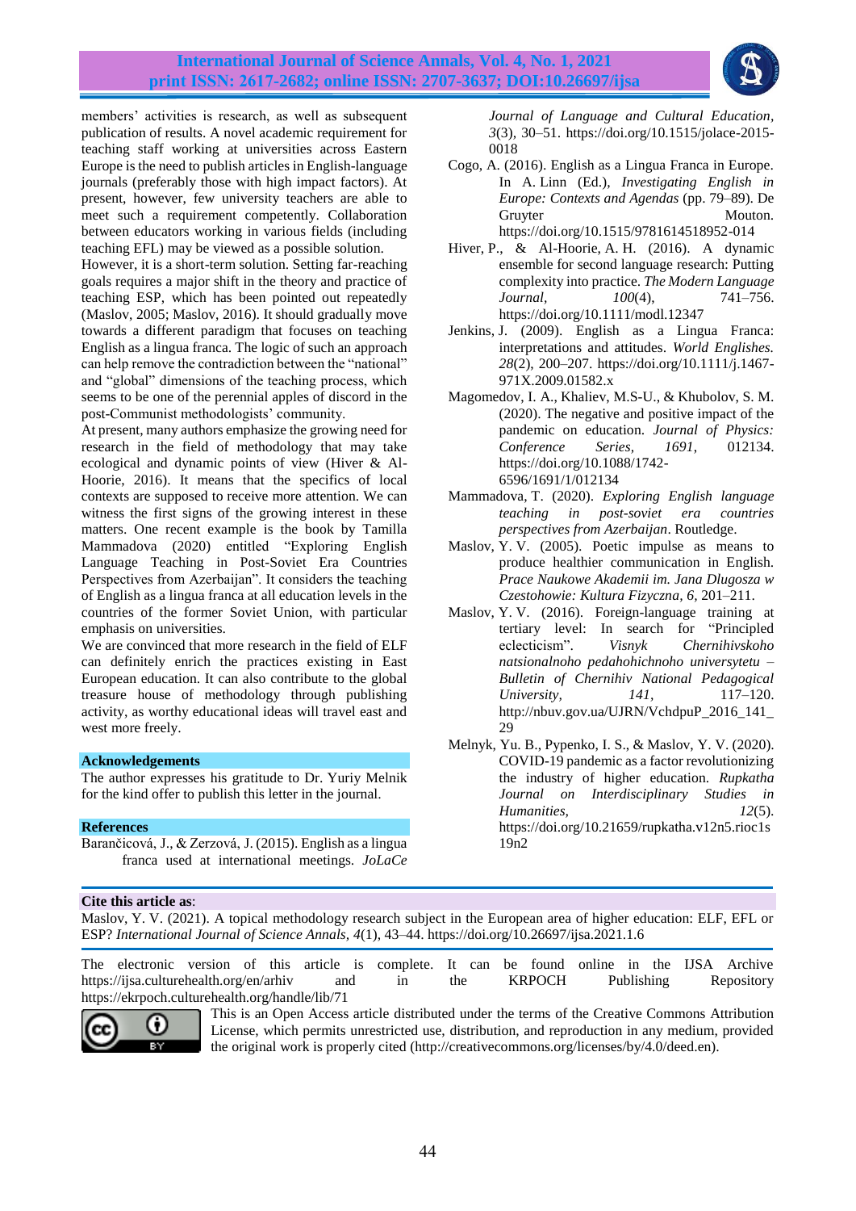members' activities is research, as well as subsequent publication of results. A novel academic requirement for teaching staff working at universities across Eastern Europe is the need to publish articles in English-language journals (preferably those with high impact factors). At present, however, few university teachers are able to meet such a requirement competently. Collaboration between educators working in various fields (including teaching EFL) may be viewed as a possible solution.

However, it is a short-term solution. Setting far-reaching goals requires a major shift in the theory and practice of teaching ESP, which has been pointed out repeatedly (Maslov, 2005; Maslov, 2016). It should gradually move towards a different paradigm that focuses on teaching English as a lingua franca. The logic of such an approach can help remove the contradiction between the "national" and "global" dimensions of the teaching process, which seems to be one of the perennial apples of discord in the post-Communist methodologists' community.

At present, many authors emphasize the growing need for research in the field of methodology that may take ecological and dynamic points of view (Hiver & Al-Hoorie, 2016). It means that the specifics of local contexts are supposed to receive more attention. We can witness the first signs of the growing interest in these matters. One recent example is the book by Tamilla Mammadova (2020) entitled "Exploring English Language Teaching in Post-Soviet Era Countries Perspectives from Azerbaijan". It considers the teaching of English as a lingua franca at all education levels in the countries of the former Soviet Union, with particular emphasis on universities.

We are convinced that more research in the field of ELF can definitely enrich the practices existing in East European education. It can also contribute to the global treasure house of methodology through publishing activity, as worthy educational ideas will travel east and west more freely.

## Acknowledgements

The author expresses his gratitude to Dr. Yuriy Melnik for the kind offer to publish this letter in the journal.

## References

Barančicová, J., & Zerzová, J. (2015). English as a lingua franca used at international meetings. *JoLaCe Journal of Language and Cultural Education*, *3*(3), 30–51. https://doi.org/10.1515/jolace-2015-0018

Cogo, A. (2016). English as a Lingua Franca in Europe. In A. Linn (Ed.), *Investigating English in Europe: Contexts and Agendas* (pp. 79–89). De Gruyter Mouton. https://doi.org/10.1515/9781614518952-014

Hiver, P., & Al-Hoorie, A. H. (2016). A dynamic ensemble for second language research: Putting complexity into practice. *The Modern Language Journal*, *100*(4), 741–756. https://doi.org/10.1111/modl.12347

Jenkins, J. (2009). English as a Lingua Franca: interpretations and attitudes. *World Englishes. 28*(2), 200–207. https://doi.org/10.1111/j.1467-971X.2009.01582.x

Magomedov, I. A., Khaliev, M.S-U., & Khubolov, S. M. (2020). The negative and positive impact of the pandemic on education. *Journal of Physics: Conference Series*, *1691*, 012134. https://doi.org/10.1088/1742-6596/1691/1/012134

Mammadova, T. (2020). *Exploring English language teaching in post-soviet era countries perspectives from Azerbaijan*. Routledge.

Maslov, Y. V. (2005). Poetic impulse as means to produce healthier communication in English. *Prace Naukowe Akademii im. Jana Dlugosza w Czestohowie: Kultura Fizyczna*, *6*, 201–211.

Maslov, Y. V. (2016). Foreign-language training at tertiary level: In search for "Principled eclecticism". *Visnyk Chernihivskoho natsionalnoho pedahohichnoho universytetu – Bulletin of Chernihiv National Pedagogical University*, *141*, 117–120. http://nbuv.gov.ua/UJRN/VchdpuP_2016_141_29

Melnyk, Yu. B., Pypenko, I. S., & Maslov, Y. V. (2020). COVID-19 pandemic as a factor revolutionizing the industry of higher education. *Rupkatha Journal on Interdisciplinary Studies in Humanities*, *12*(5). https://doi.org/10.21659/rupkatha.v12n5.rioc1s19n2

**Cite this article as**:

Maslov, Y. V. (2021). A topical methodology research subject in the European area of higher education: ELF, EFL or ESP? *International Journal of Science Annals*, *4*(1), 43–44. https://doi.org/10.26697/ijsa.2021.1.6

The electronic version of this article is complete. It can be found online in the IJSA Archive https://ijsa.culturehealth.org/en/arhiv and in the KRPOCH Publishing Repository https://ekrpoch.culturehealth.org/handle/lib/71

This is an Open Access article distributed under the terms of the Creative Commons Attribution License, which permits unrestricted use, distribution, and reproduction in any medium, provided the original work is properly cited (http://creativecommons.org/licenses/by/4.0/deed.en).